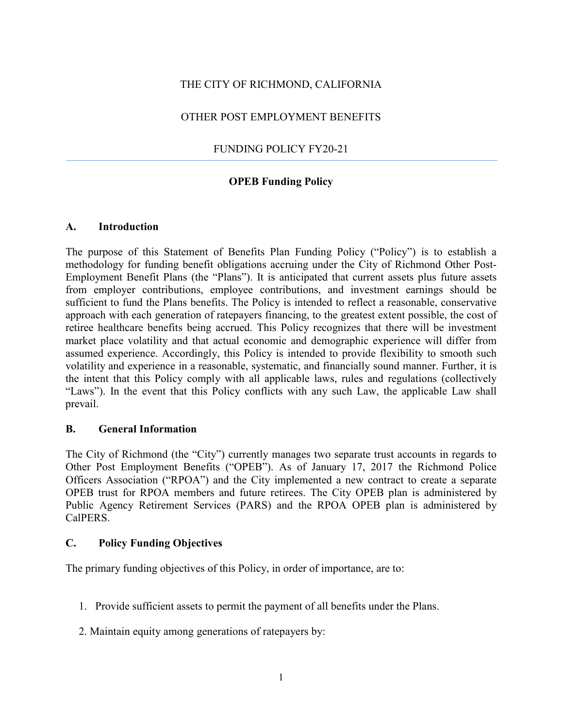THE CITY OF RICHMOND, CALIFORNIA

OTHER POST EMPLOYMENT BENEFITS

FUNDING POLICY FY20-21

---

**OPEB Funding Policy**

## A. Introduction

The purpose of this Statement of Benefits Plan Funding Policy ("Policy") is to establish a methodology for funding benefit obligations accruing under the City of Richmond Other Post-Employment Benefit Plans (the "Plans"). It is anticipated that current assets plus future assets from employer contributions, employee contributions, and investment earnings should be sufficient to fund the Plans benefits. The Policy is intended to reflect a reasonable, conservative approach with each generation of ratepayers financing, to the greatest extent possible, the cost of retiree healthcare benefits being accrued. This Policy recognizes that there will be investment market place volatility and that actual economic and demographic experience will differ from assumed experience. Accordingly, this Policy is intended to provide flexibility to smooth such volatility and experience in a reasonable, systematic, and financially sound manner. Further, it is the intent that this Policy comply with all applicable laws, rules and regulations (collectively "Laws"). In the event that this Policy conflicts with any such Law, the applicable Law shall prevail.

## B. General Information

The City of Richmond (the "City") currently manages two separate trust accounts in regards to Other Post Employment Benefits ("OPEB"). As of January 17, 2017 the Richmond Police Officers Association ("RPOA") and the City implemented a new contract to create a separate OPEB trust for RPOA members and future retirees. The City OPEB plan is administered by Public Agency Retirement Services (PARS) and the RPOA OPEB plan is administered by CalPERS.

## C. Policy Funding Objectives

The primary funding objectives of this Policy, in order of importance, are to:

1. Provide sufficient assets to permit the payment of all benefits under the Plans.

2. Maintain equity among generations of ratepayers by: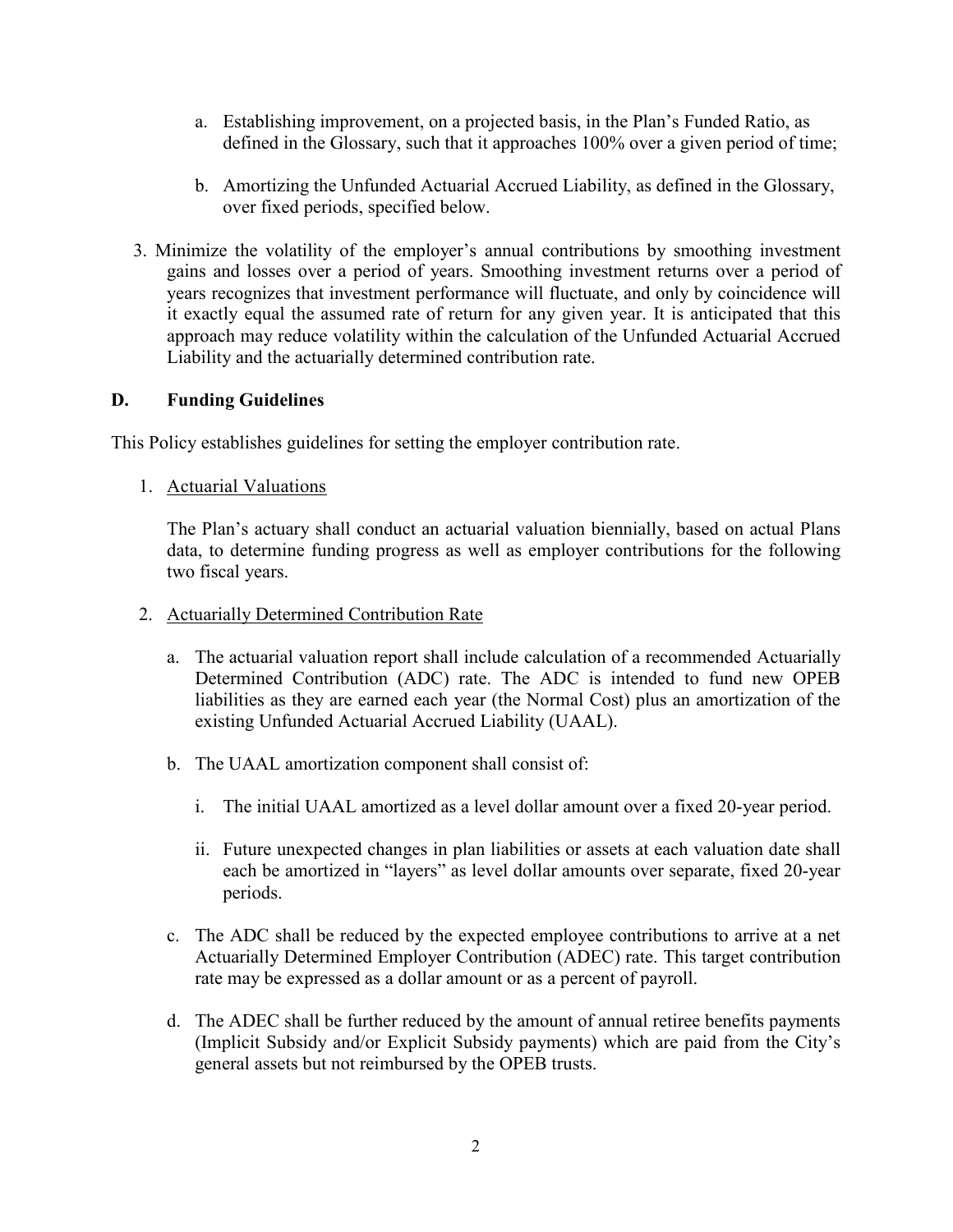a. Establishing improvement, on a projected basis, in the Plan's Funded Ratio, as defined in the Glossary, such that it approaches 100% over a given period of time;

b. Amortizing the Unfunded Actuarial Accrued Liability, as defined in the Glossary, over fixed periods, specified below.

3. Minimize the volatility of the employer's annual contributions by smoothing investment gains and losses over a period of years. Smoothing investment returns over a period of years recognizes that investment performance will fluctuate, and only by coincidence will it exactly equal the assumed rate of return for any given year. It is anticipated that this approach may reduce volatility within the calculation of the Unfunded Actuarial Accrued Liability and the actuarially determined contribution rate.

## D. Funding Guidelines

This Policy establishes guidelines for setting the employer contribution rate.

1. Actuarial Valuations

   The Plan's actuary shall conduct an actuarial valuation biennially, based on actual Plans data, to determine funding progress as well as employer contributions for the following two fiscal years.

2. Actuarially Determined Contribution Rate

   a. The actuarial valuation report shall include calculation of a recommended Actuarially Determined Contribution (ADC) rate. The ADC is intended to fund new OPEB liabilities as they are earned each year (the Normal Cost) plus an amortization of the existing Unfunded Actuarial Accrued Liability (UAAL).

   b. The UAAL amortization component shall consist of:

      i. The initial UAAL amortized as a level dollar amount over a fixed 20-year period.

      ii. Future unexpected changes in plan liabilities or assets at each valuation date shall each be amortized in "layers" as level dollar amounts over separate, fixed 20-year periods.

   c. The ADC shall be reduced by the expected employee contributions to arrive at a net Actuarially Determined Employer Contribution (ADEC) rate. This target contribution rate may be expressed as a dollar amount or as a percent of payroll.

   d. The ADEC shall be further reduced by the amount of annual retiree benefits payments (Implicit Subsidy and/or Explicit Subsidy payments) which are paid from the City's general assets but not reimbursed by the OPEB trusts.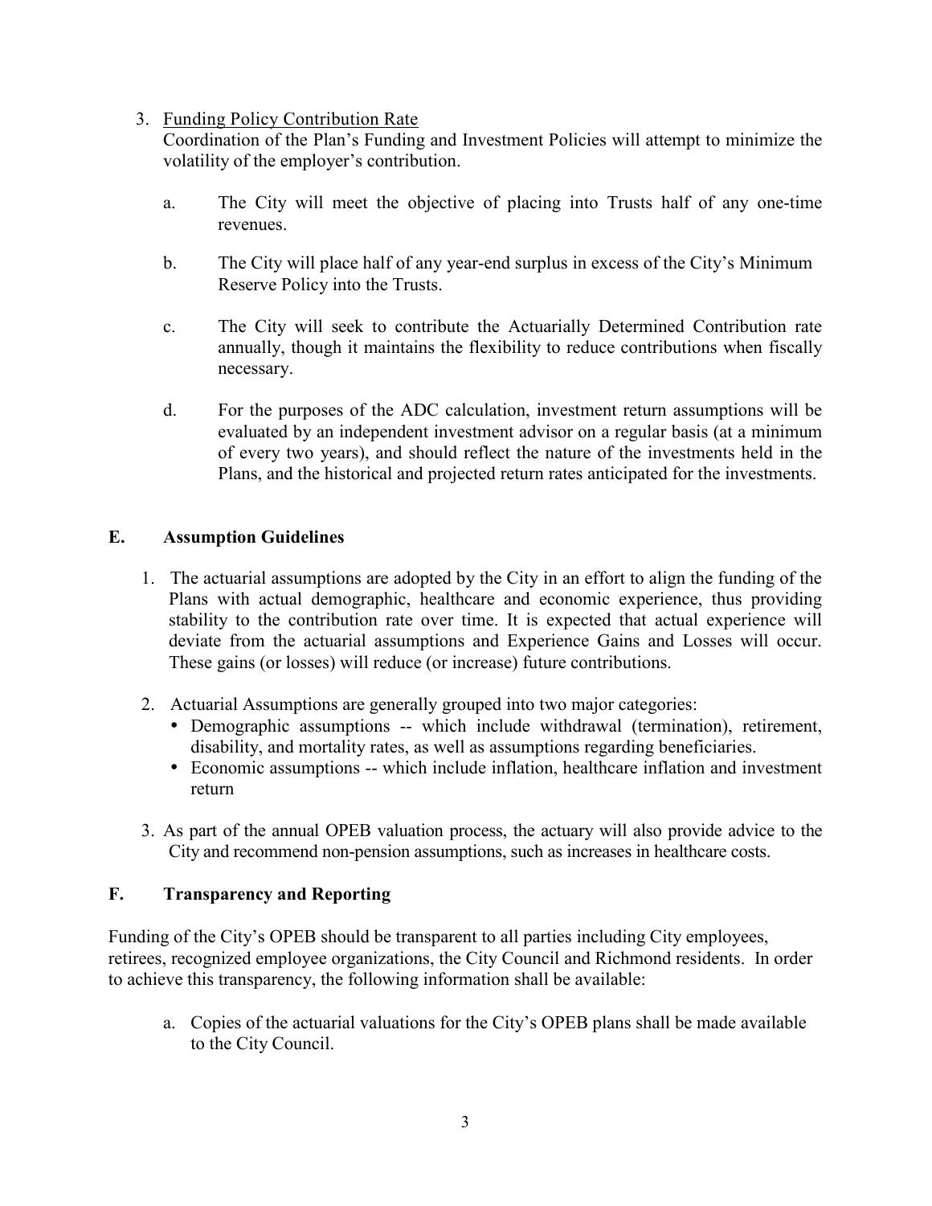3. Funding Policy Contribution Rate

   Coordination of the Plan's Funding and Investment Policies will attempt to minimize the volatility of the employer's contribution.

   a. The City will meet the objective of placing into Trusts half of any one-time revenues.

   b. The City will place half of any year-end surplus in excess of the City's Minimum Reserve Policy into the Trusts.

   c. The City will seek to contribute the Actuarially Determined Contribution rate annually, though it maintains the flexibility to reduce contributions when fiscally necessary.

   d. For the purposes of the ADC calculation, investment return assumptions will be evaluated by an independent investment advisor on a regular basis (at a minimum of every two years), and should reflect the nature of the investments held in the Plans, and the historical and projected return rates anticipated for the investments.

## E. Assumption Guidelines

1. The actuarial assumptions are adopted by the City in an effort to align the funding of the Plans with actual demographic, healthcare and economic experience, thus providing stability to the contribution rate over time. It is expected that actual experience will deviate from the actuarial assumptions and Experience Gains and Losses will occur. These gains (or losses) will reduce (or increase) future contributions.

2. Actuarial Assumptions are generally grouped into two major categories:
   - Demographic assumptions -- which include withdrawal (termination), retirement, disability, and mortality rates, as well as assumptions regarding beneficiaries.
   - Economic assumptions -- which include inflation, healthcare inflation and investment return

3. As part of the annual OPEB valuation process, the actuary will also provide advice to the City and recommend non-pension assumptions, such as increases in healthcare costs.

## F. Transparency and Reporting

Funding of the City's OPEB should be transparent to all parties including City employees, retirees, recognized employee organizations, the City Council and Richmond residents. In order to achieve this transparency, the following information shall be available:

a. Copies of the actuarial valuations for the City's OPEB plans shall be made available to the City Council.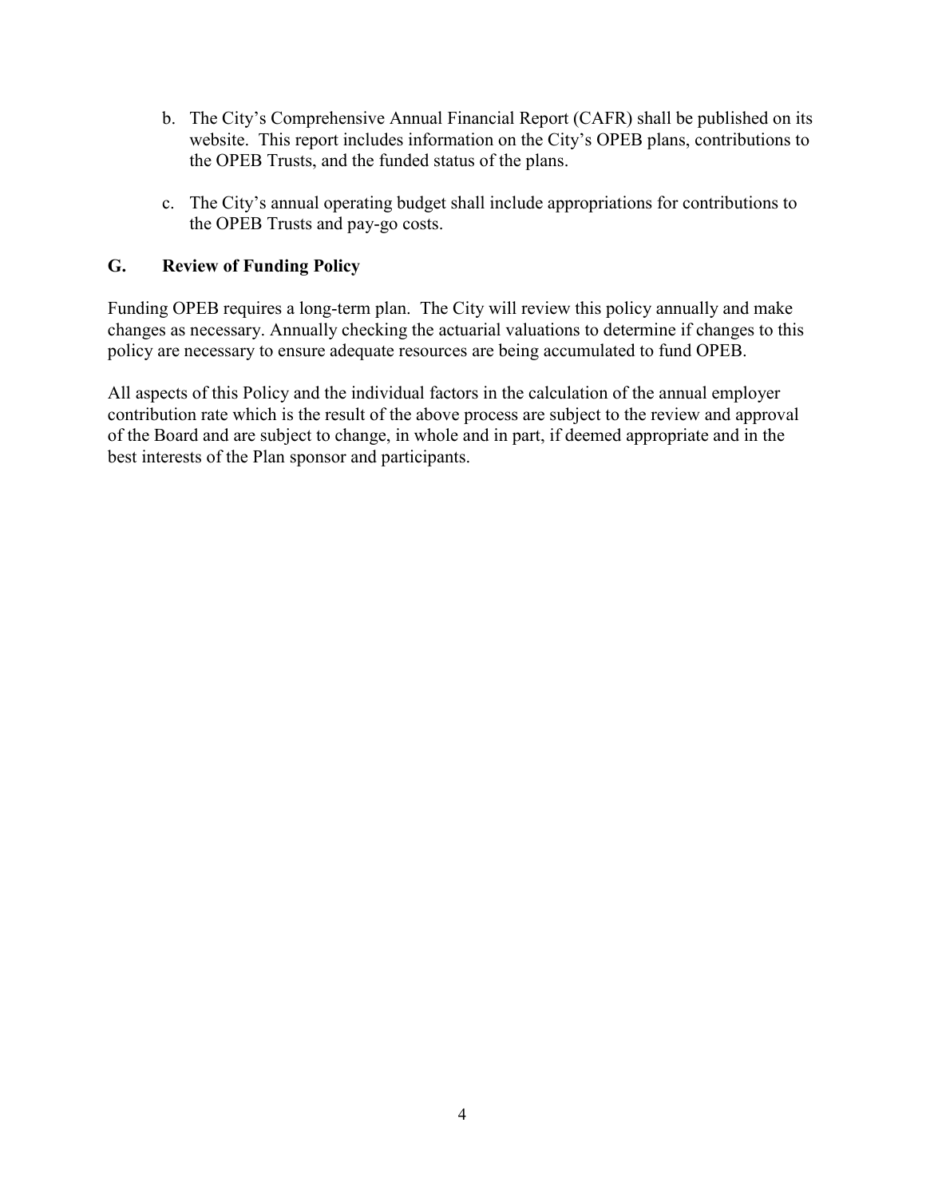b. The City's Comprehensive Annual Financial Report (CAFR) shall be published on its website. This report includes information on the City's OPEB plans, contributions to the OPEB Trusts, and the funded status of the plans.

c. The City's annual operating budget shall include appropriations for contributions to the OPEB Trusts and pay-go costs.

## G. Review of Funding Policy

Funding OPEB requires a long-term plan. The City will review this policy annually and make changes as necessary. Annually checking the actuarial valuations to determine if changes to this policy are necessary to ensure adequate resources are being accumulated to fund OPEB.

All aspects of this Policy and the individual factors in the calculation of the annual employer contribution rate which is the result of the above process are subject to the review and approval of the Board and are subject to change, in whole and in part, if deemed appropriate and in the best interests of the Plan sponsor and participants.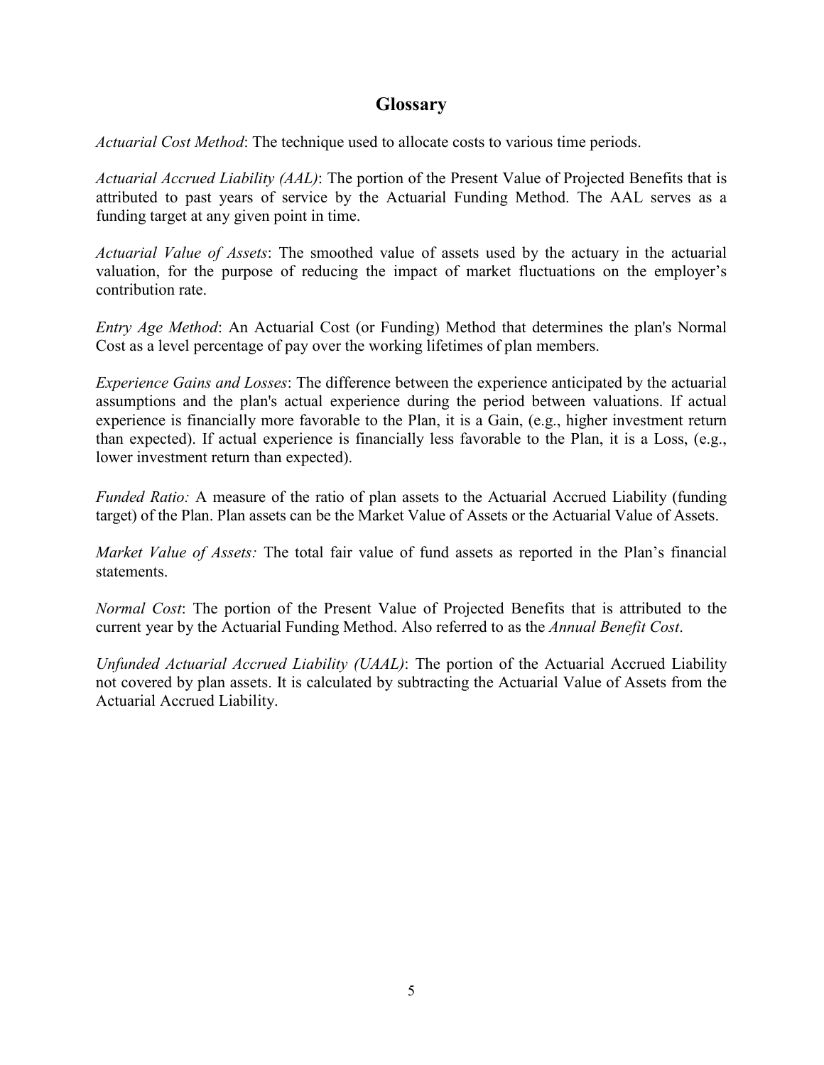## Glossary

*Actuarial Cost Method*: The technique used to allocate costs to various time periods.

*Actuarial Accrued Liability (AAL)*: The portion of the Present Value of Projected Benefits that is attributed to past years of service by the Actuarial Funding Method. The AAL serves as a funding target at any given point in time.

*Actuarial Value of Assets*: The smoothed value of assets used by the actuary in the actuarial valuation, for the purpose of reducing the impact of market fluctuations on the employer's contribution rate.

*Entry Age Method*: An Actuarial Cost (or Funding) Method that determines the plan's Normal Cost as a level percentage of pay over the working lifetimes of plan members.

*Experience Gains and Losses*: The difference between the experience anticipated by the actuarial assumptions and the plan's actual experience during the period between valuations. If actual experience is financially more favorable to the Plan, it is a Gain, (e.g., higher investment return than expected). If actual experience is financially less favorable to the Plan, it is a Loss, (e.g., lower investment return than expected).

*Funded Ratio:* A measure of the ratio of plan assets to the Actuarial Accrued Liability (funding target) of the Plan. Plan assets can be the Market Value of Assets or the Actuarial Value of Assets.

*Market Value of Assets:* The total fair value of fund assets as reported in the Plan's financial statements.

*Normal Cost*: The portion of the Present Value of Projected Benefits that is attributed to the current year by the Actuarial Funding Method. Also referred to as the *Annual Benefit Cost*.

*Unfunded Actuarial Accrued Liability (UAAL)*: The portion of the Actuarial Accrued Liability not covered by plan assets. It is calculated by subtracting the Actuarial Value of Assets from the Actuarial Accrued Liability.